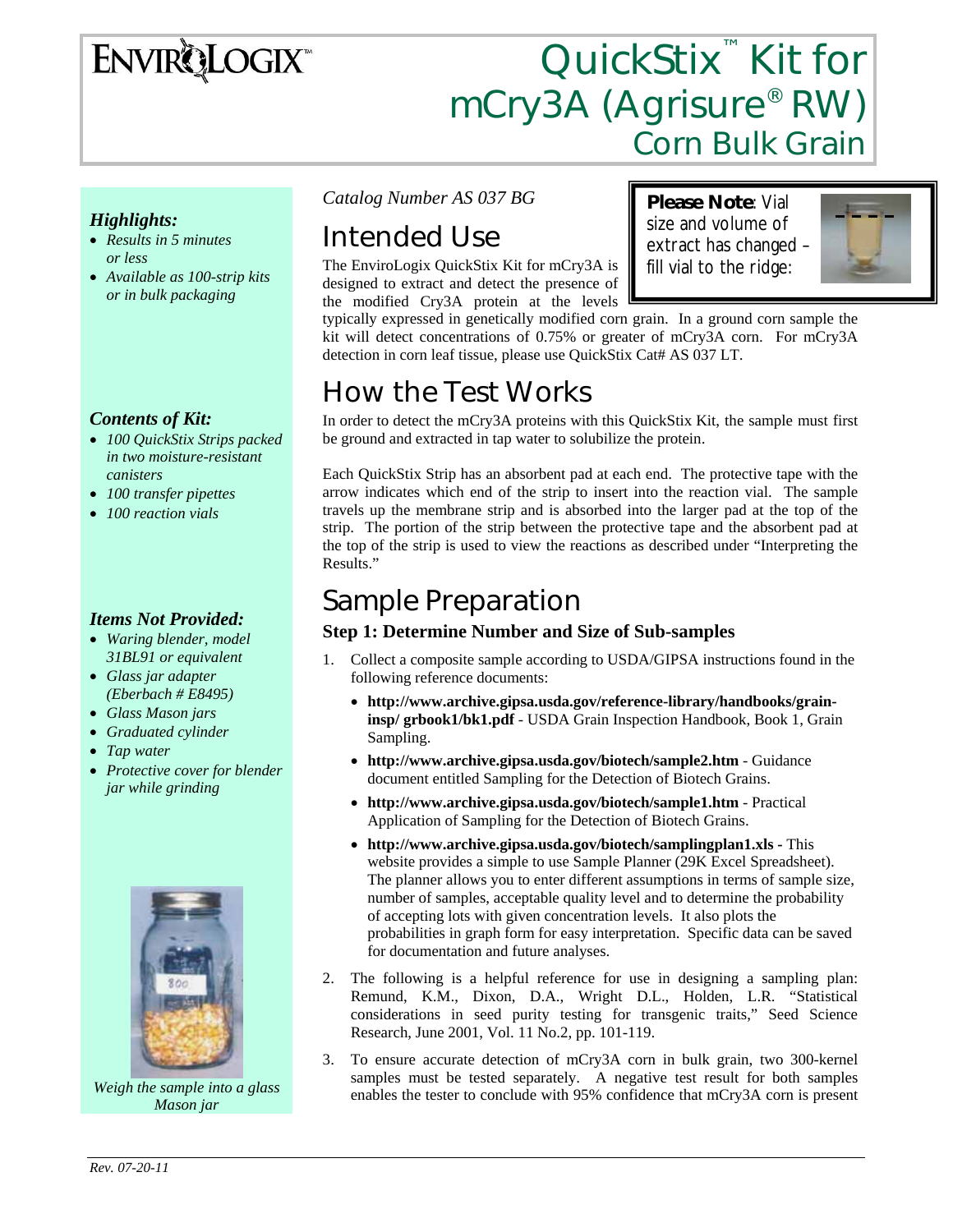# QuickStix™ Kit for mCry3A (Agrisure® RW) Corn Bulk Grain

ENVIROLOGIX™

### *Highlights:*

- *Results in 5 minutes or less*
- *Available as 100-strip kits or in bulk packaging*

### *Contents of Kit:*

- *100 QuickStix Strips packed in two moisture-resistant canisters*
- *100 transfer pipettes*
- *100 reaction vials*

### *Items Not Provided:*

- *Waring blender, model 31BL91 or equivalent*
- *Glass jar adapter (Eberbach # E8495)*
- *Glass Mason jars*
- *Graduated cylinder*
- *Tap water*
- *Protective cover for blender jar while grinding*

*Weigh the sample into a glass Mason jar*

*Catalog Number AS 037 BG*

**Please Note**: Vial size and volume of extract has changed – fill vial to the ridge:

## Intended Use

The EnviroLogix QuickStix Kit for mCry3A is designed to extract and detect the presence of the modified Cry3A protein at the levels typically expressed in genetically modified corn grain. In a ground corn sample the kit will detect concentrations of 0.75% or greater of mCry3A corn. For mCry3A detection in corn leaf tissue, please use QuickStix Cat# AS 037 LT.

## How the Test Works

In order to detect the mCry3A proteins with this QuickStix Kit, the sample must first be ground and extracted in tap water to solubilize the protein.

Each QuickStix Strip has an absorbent pad at each end. The protective tape with the arrow indicates which end of the strip to insert into the reaction vial. The sample travels up the membrane strip and is absorbed into the larger pad at the top of the strip. The portion of the strip between the protective tape and the absorbent pad at the top of the strip is used to view the reactions as described under "Interpreting the Results."

## Sample Preparation

### Step 1: Determine Number and Size of Sub-samples

1. Collect a composite sample according to USDA/GIPSA instructions found in the following reference documents:
   - **http://www.archive.gipsa.usda.gov/reference-library/handbooks/grain-insp/ grbook1/bk1.pdf** - USDA Grain Inspection Handbook, Book 1, Grain Sampling.
   - **http://www.archive.gipsa.usda.gov/biotech/sample2.htm** - Guidance document entitled Sampling for the Detection of Biotech Grains.
   - **http://www.archive.gipsa.usda.gov/biotech/sample1.htm** - Practical Application of Sampling for the Detection of Biotech Grains.
   - **http://www.archive.gipsa.usda.gov/biotech/samplingplan1.xls** - This website provides a simple to use Sample Planner (29K Excel Spreadsheet). The planner allows you to enter different assumptions in terms of sample size, number of samples, acceptable quality level and to determine the probability of accepting lots with given concentration levels. It also plots the probabilities in graph form for easy interpretation. Specific data can be saved for documentation and future analyses.
2. The following is a helpful reference for use in designing a sampling plan: Remund, K.M., Dixon, D.A., Wright D.L., Holden, L.R. "Statistical considerations in seed purity testing for transgenic traits," Seed Science Research, June 2001, Vol. 11 No.2, pp. 101-119.
3. To ensure accurate detection of mCry3A corn in bulk grain, two 300-kernel samples must be tested separately. A negative test result for both samples enables the tester to conclude with 95% confidence that mCry3A corn is present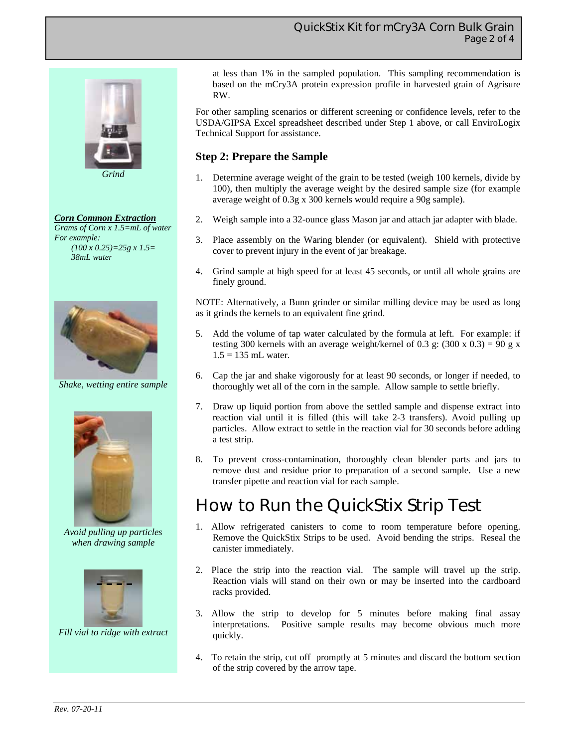at less than 1% in the sampled population. This sampling recommendation is based on the mCry3A protein expression profile in harvested grain of Agrisure RW.

For other sampling scenarios or different screening or confidence levels, refer to the USDA/GIPSA Excel spreadsheet described under Step 1 above, or call EnviroLogix Technical Support for assistance.

### Step 2: Prepare the Sample

*Grind*

***Corn Common Extraction***
*Grams of Corn x 1.5=mL of water*
*For example:*
*(100 x 0.25)=25g x 1.5= 38mL water*

1. Determine average weight of the grain to be tested (weigh 100 kernels, divide by 100), then multiply the average weight by the desired sample size (for example average weight of 0.3g x 300 kernels would require a 90g sample).

2. Weigh sample into a 32-ounce glass Mason jar and attach jar adapter with blade.

3. Place assembly on the Waring blender (or equivalent). Shield with protective cover to prevent injury in the event of jar breakage.

4. Grind sample at high speed for at least 45 seconds, or until all whole grains are finely ground.

NOTE: Alternatively, a Bunn grinder or similar milling device may be used as long as it grinds the kernels to an equivalent fine grind.

5. Add the volume of tap water calculated by the formula at left. For example: if testing 300 kernels with an average weight/kernel of 0.3 g: (300 x 0.3) = 90 g x 1.5 = 135 mL water.

*Shake, wetting entire sample*

6. Cap the jar and shake vigorously for at least 90 seconds, or longer if needed, to thoroughly wet all of the corn in the sample. Allow sample to settle briefly.

7. Draw up liquid portion from above the settled sample and dispense extract into reaction vial until it is filled (this will take 2-3 transfers). Avoid pulling up particles. Allow extract to settle in the reaction vial for 30 seconds before adding a test strip.

*Avoid pulling up particles when drawing sample*

8. To prevent cross-contamination, thoroughly clean blender parts and jars to remove dust and residue prior to preparation of a second sample. Use a new transfer pipette and reaction vial for each sample.

*Fill vial to ridge with extract*

## How to Run the QuickStix Strip Test

1. Allow refrigerated canisters to come to room temperature before opening. Remove the QuickStix Strips to be used. Avoid bending the strips. Reseal the canister immediately.

2. Place the strip into the reaction vial. The sample will travel up the strip. Reaction vials will stand on their own or may be inserted into the cardboard racks provided.

3. Allow the strip to develop for 5 minutes before making final assay interpretations. Positive sample results may become obvious much more quickly.

4. To retain the strip, cut off promptly at 5 minutes and discard the bottom section of the strip covered by the arrow tape.

*Rev. 07-20-11*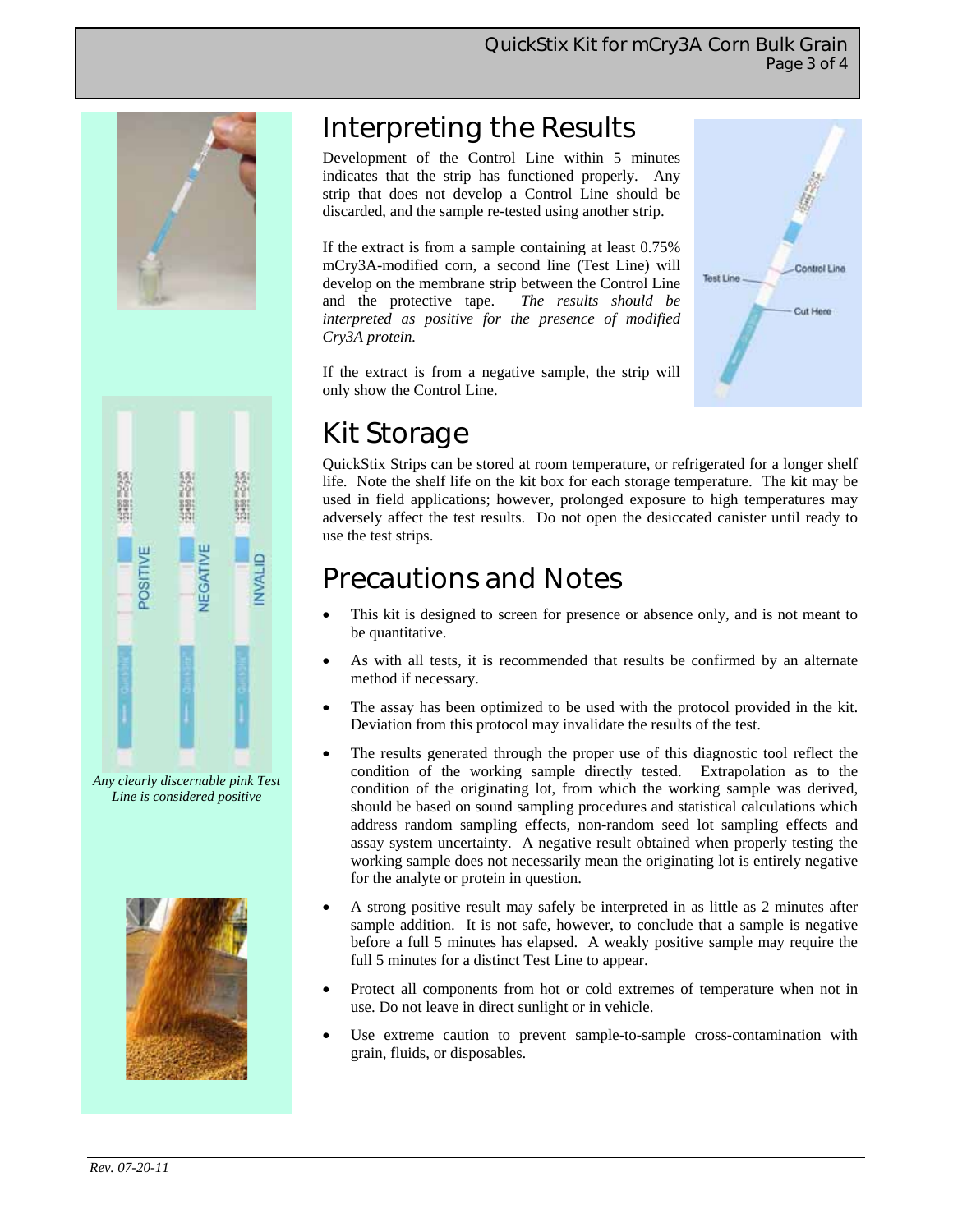## Interpreting the Results

Development of the Control Line within 5 minutes indicates that the strip has functioned properly. Any strip that does not develop a Control Line should be discarded, and the sample re-tested using another strip.

If the extract is from a sample containing at least 0.75% mCry3A-modified corn, a second line (Test Line) will develop on the membrane strip between the Control Line and the protective tape. *The results should be interpreted as positive for the presence of modified Cry3A protein.*

If the extract is from a negative sample, the strip will only show the Control Line.

*Any clearly discernable pink Test Line is considered positive*

## Kit Storage

QuickStix Strips can be stored at room temperature, or refrigerated for a longer shelf life. Note the shelf life on the kit box for each storage temperature. The kit may be used in field applications; however, prolonged exposure to high temperatures may adversely affect the test results. Do not open the desiccated canister until ready to use the test strips.

## Precautions and Notes

- This kit is designed to screen for presence or absence only, and is not meant to be quantitative.
- As with all tests, it is recommended that results be confirmed by an alternate method if necessary.
- The assay has been optimized to be used with the protocol provided in the kit. Deviation from this protocol may invalidate the results of the test.
- The results generated through the proper use of this diagnostic tool reflect the condition of the working sample directly tested. Extrapolation as to the condition of the originating lot, from which the working sample was derived, should be based on sound sampling procedures and statistical calculations which address random sampling effects, non-random seed lot sampling effects and assay system uncertainty. A negative result obtained when properly testing the working sample does not necessarily mean the originating lot is entirely negative for the analyte or protein in question.
- A strong positive result may safely be interpreted in as little as 2 minutes after sample addition. It is not safe, however, to conclude that a sample is negative before a full 5 minutes has elapsed. A weakly positive sample may require the full 5 minutes for a distinct Test Line to appear.
- Protect all components from hot or cold extremes of temperature when not in use. Do not leave in direct sunlight or in vehicle.
- Use extreme caution to prevent sample-to-sample cross-contamination with grain, fluids, or disposables.

*Rev. 07-20-11*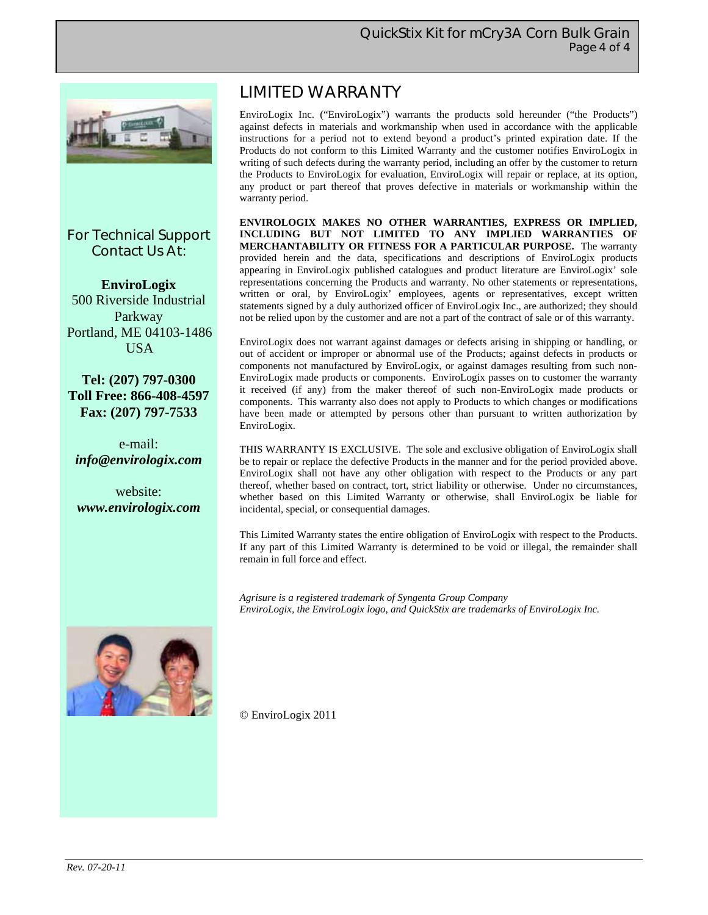# LIMITED WARRANTY

EnviroLogix Inc. ("EnviroLogix") warrants the products sold hereunder ("the Products") against defects in materials and workmanship when used in accordance with the applicable instructions for a period not to extend beyond a product's printed expiration date. If the Products do not conform to this Limited Warranty and the customer notifies EnviroLogix in writing of such defects during the warranty period, including an offer by the customer to return the Products to EnviroLogix for evaluation, EnviroLogix will repair or replace, at its option, any product or part thereof that proves defective in materials or workmanship within the warranty period.

**ENVIROLOGIX MAKES NO OTHER WARRANTIES, EXPRESS OR IMPLIED, INCLUDING BUT NOT LIMITED TO ANY IMPLIED WARRANTIES OF MERCHANTABILITY OR FITNESS FOR A PARTICULAR PURPOSE.** The warranty provided herein and the data, specifications and descriptions of EnviroLogix products appearing in EnviroLogix published catalogues and product literature are EnviroLogix' sole representations concerning the Products and warranty. No other statements or representations, written or oral, by EnviroLogix' employees, agents or representatives, except written statements signed by a duly authorized officer of EnviroLogix Inc., are authorized; they should not be relied upon by the customer and are not a part of the contract of sale or of this warranty.

EnviroLogix does not warrant against damages or defects arising in shipping or handling, or out of accident or improper or abnormal use of the Products; against defects in products or components not manufactured by EnviroLogix, or against damages resulting from such non-EnviroLogix made products or components. EnviroLogix passes on to customer the warranty it received (if any) from the maker thereof of such non-EnviroLogix made products or components. This warranty also does not apply to Products to which changes or modifications have been made or attempted by persons other than pursuant to written authorization by EnviroLogix.

THIS WARRANTY IS EXCLUSIVE. The sole and exclusive obligation of EnviroLogix shall be to repair or replace the defective Products in the manner and for the period provided above. EnviroLogix shall not have any other obligation with respect to the Products or any part thereof, whether based on contract, tort, strict liability or otherwise. Under no circumstances, whether based on this Limited Warranty or otherwise, shall EnviroLogix be liable for incidental, special, or consequential damages.

This Limited Warranty states the entire obligation of EnviroLogix with respect to the Products. If any part of this Limited Warranty is determined to be void or illegal, the remainder shall remain in full force and effect.

*Agrisure is a registered trademark of Syngenta Group Company*
*EnviroLogix, the EnviroLogix logo, and QuickStix are trademarks of EnviroLogix Inc.*

© EnviroLogix 2011

## For Technical Support Contact Us At:

**EnviroLogix**
500 Riverside Industrial Parkway
Portland, ME 04103-1486
USA

**Tel: (207) 797-0300**
**Toll Free: 866-408-4597**
**Fax: (207) 797-7533**

e-mail:
***info@envirologix.com***

website:
***www.envirologix.com***

*Rev. 07-20-11*